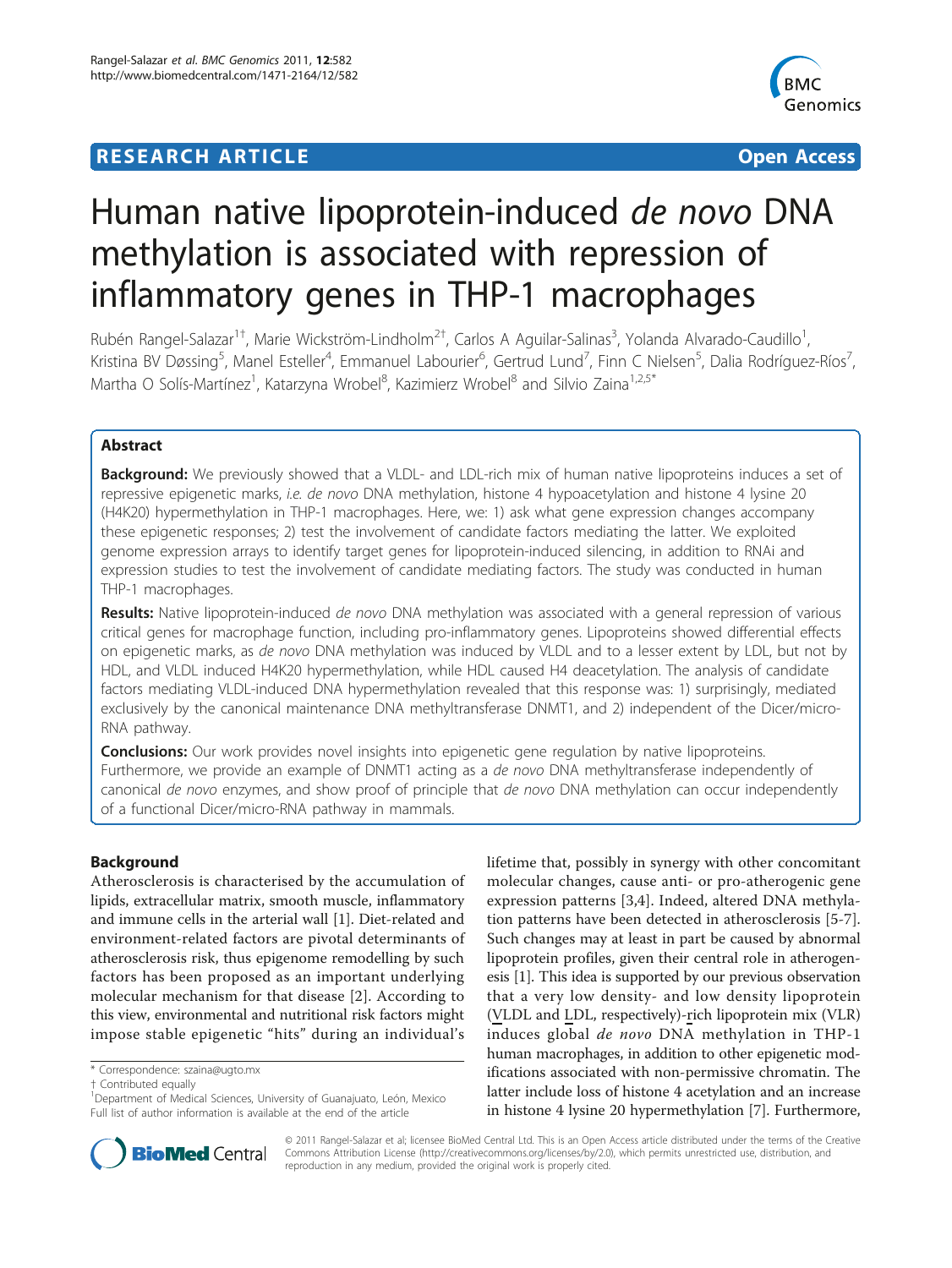**RESEARCH ARTICLE** **Open Access**

# Human native lipoprotein-induced *de novo* DNA methylation is associated with repression of inflammatory genes in THP-1 macrophages

Rubén Rangel-Salazar[1†], Marie Wickström-Lindholm[2†], Carlos A Aguilar-Salinas[3], Yolanda Alvarado-Caudillo[1], Kristina BV Døssing[5], Manel Esteller[4], Emmanuel Labourier[6], Gertrud Lund[7], Finn C Nielsen[5], Dalia Rodríguez-Ríos[7], Martha O Solís-Martínez[1], Katarzyna Wrobel[8], Kazimierz Wrobel[8] and Silvio Zaina[1,2,5*]

## Abstract

**Background:** We previously showed that a VLDL- and LDL-rich mix of human native lipoproteins induces a set of repressive epigenetic marks, *i.e. de novo* DNA methylation, histone 4 hypoacetylation and histone 4 lysine 20 (H4K20) hypermethylation in THP-1 macrophages. Here, we: 1) ask what gene expression changes accompany these epigenetic responses; 2) test the involvement of candidate factors mediating the latter. We exploited genome expression arrays to identify target genes for lipoprotein-induced silencing, in addition to RNAi and expression studies to test the involvement of candidate mediating factors. The study was conducted in human THP-1 macrophages.

**Results:** Native lipoprotein-induced *de novo* DNA methylation was associated with a general repression of various critical genes for macrophage function, including pro-inflammatory genes. Lipoproteins showed differential effects on epigenetic marks, as *de novo* DNA methylation was induced by VLDL and to a lesser extent by LDL, but not by HDL, and VLDL induced H4K20 hypermethylation, while HDL caused H4 deacetylation. The analysis of candidate factors mediating VLDL-induced DNA hypermethylation revealed that this response was: 1) surprisingly, mediated exclusively by the canonical maintenance DNA methyltransferase DNMT1, and 2) independent of the Dicer/micro-RNA pathway.

**Conclusions:** Our work provides novel insights into epigenetic gene regulation by native lipoproteins. Furthermore, we provide an example of DNMT1 acting as a *de novo* DNA methyltransferase independently of canonical *de novo* enzymes, and show proof of principle that *de novo* DNA methylation can occur independently of a functional Dicer/micro-RNA pathway in mammals.

## Background

Atherosclerosis is characterised by the accumulation of lipids, extracellular matrix, smooth muscle, inflammatory and immune cells in the arterial wall [1]. Diet-related and environment-related factors are pivotal determinants of atherosclerosis risk, thus epigenome remodelling by such factors has been proposed as an important underlying molecular mechanism for that disease [2]. According to this view, environmental and nutritional risk factors might impose stable epigenetic "hits" during an individual's lifetime that, possibly in synergy with other concomitant molecular changes, cause anti- or pro-atherogenic gene expression patterns [3,4]. Indeed, altered DNA methylation patterns have been detected in atherosclerosis [5-7]. Such changes may at least in part be caused by abnormal lipoprotein profiles, given their central role in atherogenesis [1]. This idea is supported by our previous observation that a very low density- and low density lipoprotein (VLDL and LDL, respectively)-rich lipoprotein mix (VLR) induces global *de novo* DNA methylation in THP-1 human macrophages, in addition to other epigenetic modifications associated with non-permissive chromatin. The latter include loss of histone 4 acetylation and an increase in histone 4 lysine 20 hypermethylation [7]. Furthermore,

\* Correspondence: szaina@ugto.mx
† Contributed equally
[1]Department of Medical Sciences, University of Guanajuato, León, Mexico
Full list of author information is available at the end of the article

© 2011 Rangel-Salazar et al; licensee BioMed Central Ltd. This is an Open Access article distributed under the terms of the Creative Commons Attribution License (http://creativecommons.org/licenses/by/2.0), which permits unrestricted use, distribution, and reproduction in any medium, provided the original work is properly cited.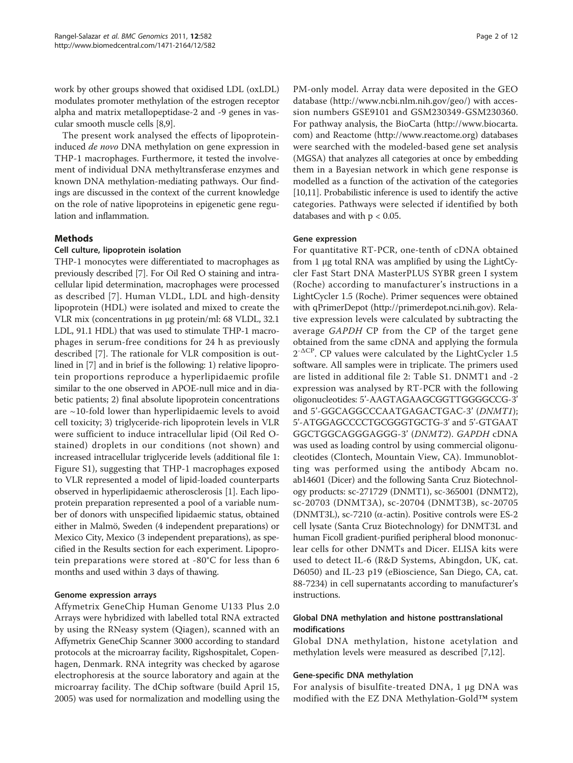work by other groups showed that oxidised LDL (oxLDL) modulates promoter methylation of the estrogen receptor alpha and matrix metallopeptidase-2 and -9 genes in vascular smooth muscle cells [8,9].

The present work analysed the effects of lipoprotein-induced *de novo* DNA methylation on gene expression in THP-1 macrophages. Furthermore, it tested the involvement of individual DNA methyltransferase enzymes and known DNA methylation-mediating pathways. Our findings are discussed in the context of the current knowledge on the role of native lipoproteins in epigenetic gene regulation and inflammation.

## Methods

### Cell culture, lipoprotein isolation

THP-1 monocytes were differentiated to macrophages as previously described [7]. For Oil Red O staining and intracellular lipid determination, macrophages were processed as described [7]. Human VLDL, LDL and high-density lipoprotein (HDL) were isolated and mixed to create the VLR mix (concentrations in μg protein/ml: 68 VLDL, 32.1 LDL, 91.1 HDL) that was used to stimulate THP-1 macrophages in serum-free conditions for 24 h as previously described [7]. The rationale for VLR composition is outlined in [7] and in brief is the following: 1) relative lipoprotein proportions reproduce a hyperlipidaemic profile similar to the one observed in APOE-null mice and in diabetic patients; 2) final absolute lipoprotein concentrations are ~10-fold lower than hyperlipidaemic levels to avoid cell toxicity; 3) triglyceride-rich lipoprotein levels in VLR were sufficient to induce intracellular lipid (Oil Red O-stained) droplets in our conditions (not shown) and increased intracellular triglyceride levels (additional file 1: Figure S1), suggesting that THP-1 macrophages exposed to VLR represented a model of lipid-loaded counterparts observed in hyperlipidaemic atherosclerosis [1]. Each lipoprotein preparation represented a pool of a variable number of donors with unspecified lipidaemic status, obtained either in Malmö, Sweden (4 independent preparations) or Mexico City, Mexico (3 independent preparations), as specified in the Results section for each experiment. Lipoprotein preparations were stored at -80°C for less than 6 months and used within 3 days of thawing.

### Genome expression arrays

Affymetrix GeneChip Human Genome U133 Plus 2.0 Arrays were hybridized with labelled total RNA extracted by using the RNeasy system (Qiagen), scanned with an Affymetrix GeneChip Scanner 3000 according to standard protocols at the microarray facility, Rigshospitalet, Copenhagen, Denmark. RNA integrity was checked by agarose electrophoresis at the source laboratory and again at the microarray facility. The dChip software (build April 15, 2005) was used for normalization and modelling using the PM-only model. Array data were deposited in the GEO database (http://www.ncbi.nlm.nih.gov/geo/) with accession numbers GSE9101 and GSM230349-GSM230360. For pathway analysis, the BioCarta (http://www.biocarta.com) and Reactome (http://www.reactome.org) databases were searched with the modeled-based gene set analysis (MGSA) that analyzes all categories at once by embedding them in a Bayesian network in which gene response is modelled as a function of the activation of the categories [10,11]. Probabilistic inference is used to identify the active categories. Pathways were selected if identified by both databases and with $p < 0.05$.

### Gene expression

For quantitative RT-PCR, one-tenth of cDNA obtained from 1 μg total RNA was amplified by using the LightCycler Fast Start DNA MasterPLUS SYBR green I system (Roche) according to manufacturer's instructions in a LightCycler 1.5 (Roche). Primer sequences were obtained with qPrimerDepot (http://primerdepot.nci.nih.gov). Relative expression levels were calculated by subtracting the average *GAPDH* CP from the CP of the target gene obtained from the same cDNA and applying the formula $2^{-\Delta CP}$. CP values were calculated by the LightCycler 1.5 software. All samples were in triplicate. The primers used are listed in additional file 2: Table S1. DNMT1 and -2 expression was analysed by RT-PCR with the following oligonucleotides: 5'-AAGTAGAAGCGGTTGGGGCCG-3' and 5'-GGCAGGCCCAATGAGACTGAC-3' (*DNMT1*); 5'-ATGGAGCCCCTGCGGGTGCTG-3' and 5'-GTGAATGGCTGGCAGGGAGGG-3' (*DNMT2*). *GAPDH* cDNA was used as loading control by using commercial oligonucleotides (Clontech, Mountain View, CA). Immunoblotting was performed using the antibody Abcam no. ab14601 (Dicer) and the following Santa Cruz Biotechnology products: sc-271729 (DNMT1), sc-365001 (DNMT2), sc-20703 (DNMT3A), sc-20704 (DNMT3B), sc-20705 (DNMT3L), sc-7210 (α-actin). Positive controls were ES-2 cell lysate (Santa Cruz Biotechnology) for DNMT3L and human Ficoll gradient-purified peripheral blood mononuclear cells for other DNMTs and Dicer. ELISA kits were used to detect IL-6 (R&D Systems, Abingdon, UK, cat. D6050) and IL-23 p19 (eBioscience, San Diego, CA, cat. 88-7234) in cell supernatants according to manufacturer's instructions.

### Global DNA methylation and histone posttranslational modifications

Global DNA methylation, histone acetylation and methylation levels were measured as described [7,12].

### Gene-specific DNA methylation

For analysis of bisulfite-treated DNA, 1 μg DNA was modified with the EZ DNA Methylation-Gold™ system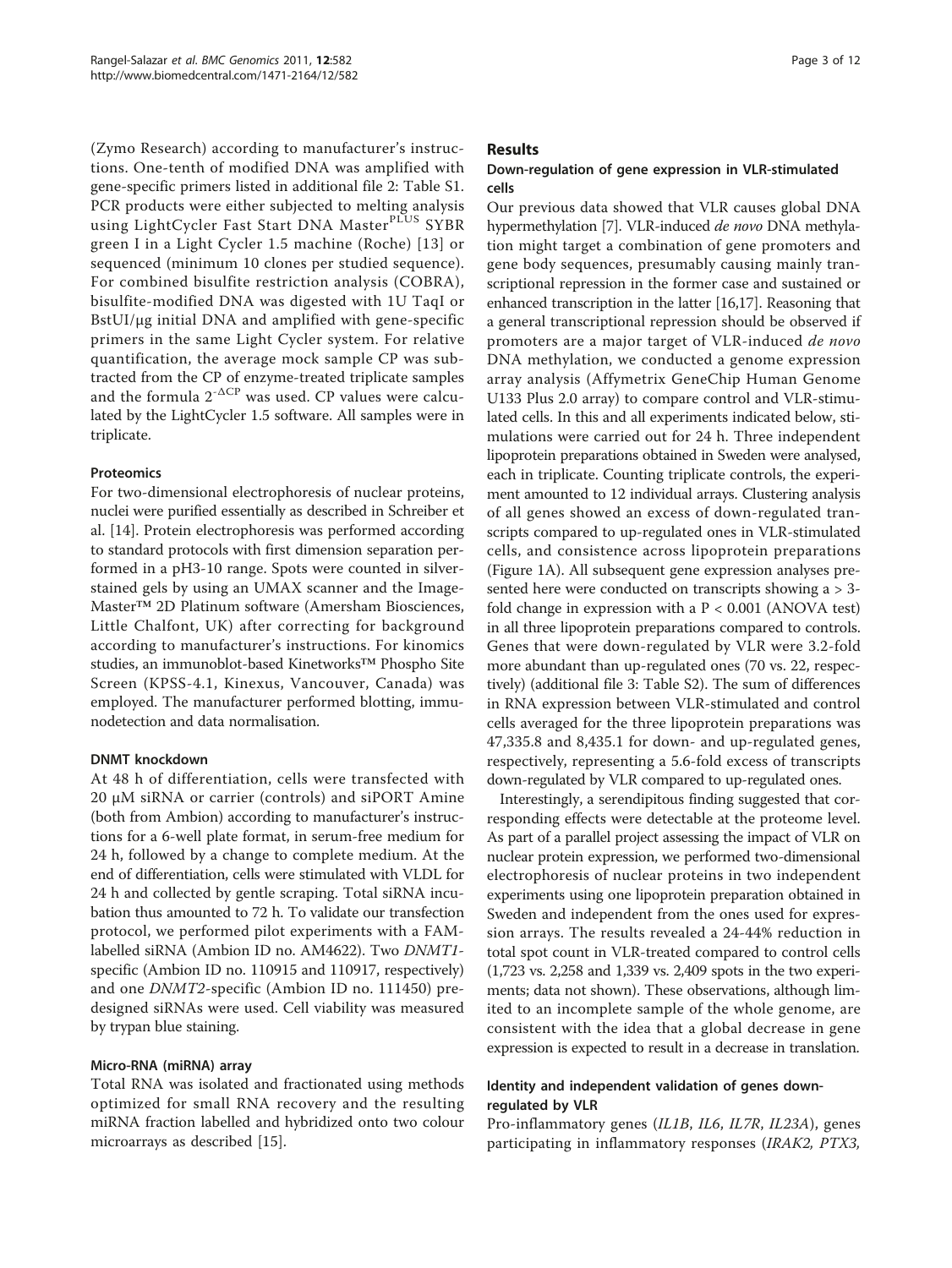(Zymo Research) according to manufacturer's instructions. One-tenth of modified DNA was amplified with gene-specific primers listed in additional file 2: Table S1. PCR products were either subjected to melting analysis using LightCycler Fast Start DNA Master[PLUS] SYBR green I in a Light Cycler 1.5 machine (Roche) [13] or sequenced (minimum 10 clones per studied sequence). For combined bisulfite restriction analysis (COBRA), bisulfite-modified DNA was digested with 1U TaqI or BstUI/μg initial DNA and amplified with gene-specific primers in the same Light Cycler system. For relative quantification, the average mock sample CP was subtracted from the CP of enzyme-treated triplicate samples and the formula $2^{-\Delta CP}$ was used. CP values were calculated by the LightCycler 1.5 software. All samples were in triplicate.

#### Proteomics

For two-dimensional electrophoresis of nuclear proteins, nuclei were purified essentially as described in Schreiber et al. [14]. Protein electrophoresis was performed according to standard protocols with first dimension separation performed in a pH3-10 range. Spots were counted in silver-stained gels by using an UMAX scanner and the ImageMaster™ 2D Platinum software (Amersham Biosciences, Little Chalfont, UK) after correcting for background according to manufacturer's instructions. For kinomics studies, an immunoblot-based Kinetworks™ Phospho Site Screen (KPSS-4.1, Kinexus, Vancouver, Canada) was employed. The manufacturer performed blotting, immunodetection and data normalisation.

#### DNMT knockdown

At 48 h of differentiation, cells were transfected with 20 μM siRNA or carrier (controls) and siPORT Amine (both from Ambion) according to manufacturer's instructions for a 6-well plate format, in serum-free medium for 24 h, followed by a change to complete medium. At the end of differentiation, cells were stimulated with VLDL for 24 h and collected by gentle scraping. Total siRNA incubation thus amounted to 72 h. To validate our transfection protocol, we performed pilot experiments with a FAM-labelled siRNA (Ambion ID no. AM4622). Two *DNMT1*-specific (Ambion ID no. 110915 and 110917, respectively) and one *DNMT2*-specific (Ambion ID no. 111450) predesigned siRNAs were used. Cell viability was measured by trypan blue staining.

#### Micro-RNA (miRNA) array

Total RNA was isolated and fractionated using methods optimized for small RNA recovery and the resulting miRNA fraction labelled and hybridized onto two colour microarrays as described [15].

## Results

### Down-regulation of gene expression in VLR-stimulated cells

Our previous data showed that VLR causes global DNA hypermethylation [7]. VLR-induced *de novo* DNA methylation might target a combination of gene promoters and gene body sequences, presumably causing mainly transcriptional repression in the former case and sustained or enhanced transcription in the latter [16,17]. Reasoning that a general transcriptional repression should be observed if promoters are a major target of VLR-induced *de novo* DNA methylation, we conducted a genome expression array analysis (Affymetrix GeneChip Human Genome U133 Plus 2.0 array) to compare control and VLR-stimulated cells. In this and all experiments indicated below, stimulations were carried out for 24 h. Three independent lipoprotein preparations obtained in Sweden were analysed, each in triplicate. Counting triplicate controls, the experiment amounted to 12 individual arrays. Clustering analysis of all genes showed an excess of down-regulated transcripts compared to up-regulated ones in VLR-stimulated cells, and consistence across lipoprotein preparations (Figure 1A). All subsequent gene expression analyses presented here were conducted on transcripts showing a > 3-fold change in expression with a $P < 0.001$ (ANOVA test) in all three lipoprotein preparations compared to controls. Genes that were down-regulated by VLR were 3.2-fold more abundant than up-regulated ones (70 vs. 22, respectively) (additional file 3: Table S2). The sum of differences in RNA expression between VLR-stimulated and control cells averaged for the three lipoprotein preparations was 47,335.8 and 8,435.1 for down- and up-regulated genes, respectively, representing a 5.6-fold excess of transcripts down-regulated by VLR compared to up-regulated ones.

Interestingly, a serendipitous finding suggested that corresponding effects were detectable at the proteome level. As part of a parallel project assessing the impact of VLR on nuclear protein expression, we performed two-dimensional electrophoresis of nuclear proteins in two independent experiments using one lipoprotein preparation obtained in Sweden and independent from the ones used for expression arrays. The results revealed a 24-44% reduction in total spot count in VLR-treated compared to control cells (1,723 vs. 2,258 and 1,339 vs. 2,409 spots in the two experiments; data not shown). These observations, although limited to an incomplete sample of the whole genome, are consistent with the idea that a global decrease in gene expression is expected to result in a decrease in translation.

### Identity and independent validation of genes down-regulated by VLR

Pro-inflammatory genes (*IL1B*, *IL6*, *IL7R*, *IL23A*), genes participating in inflammatory responses (*IRAK2*, *PTX3*,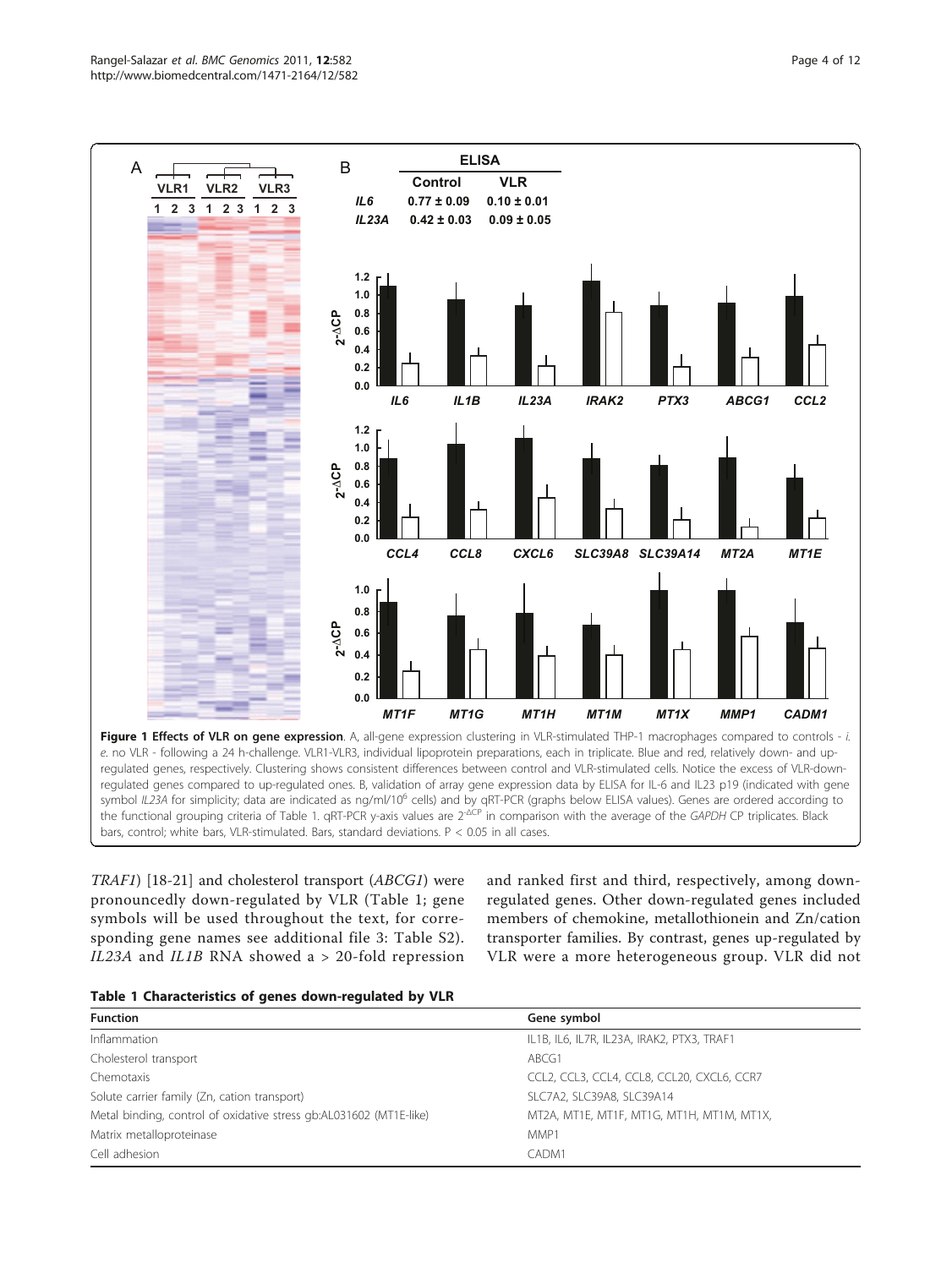**Figure 1 Effects of VLR on gene expression**. A, all-gene expression clustering in VLR-stimulated THP-1 macrophages compared to controls - *i. e.* no VLR - following a 24 h-challenge. VLR1-VLR3, individual lipoprotein preparations, each in triplicate. Blue and red, relatively down- and up-regulated genes, respectively. Clustering shows consistent differences between control and VLR-stimulated cells. Notice the excess of VLR-down-regulated genes compared to up-regulated ones. B, validation of array gene expression data by ELISA for IL-6 and IL23 p19 (indicated with gene symbol *IL23A* for simplicity; data are indicated as ng/ml/$10^6$ cells) and by qRT-PCR (graphs below ELISA values). Genes are ordered according to the functional grouping criteria of Table 1. qRT-PCR y-axis values are $2^{-\Delta CP}$ in comparison with the average of the *GAPDH* CP triplicates. Black bars, control; white bars, VLR-stimulated. Bars, standard deviations. $P < 0.05$ in all cases.

*TRAF1*) [18-21] and cholesterol transport (*ABCG1*) were pronouncedly down-regulated by VLR (Table 1; gene symbols will be used throughout the text, for corresponding gene names see additional file 3: Table S2). *IL23A* and *IL1B* RNA showed a > 20-fold repression and ranked first and third, respectively, among down-regulated genes. Other down-regulated genes included members of chemokine, metallothionein and Zn/cation transporter families. By contrast, genes up-regulated by VLR were a more heterogeneous group. VLR did not

**Table 1 Characteristics of genes down-regulated by VLR**

| Function | Gene symbol |
|---|---|
| Inflammation | IL1B, IL6, IL7R, IL23A, IRAK2, PTX3, TRAF1 |
| Cholesterol transport | ABCG1 |
| Chemotaxis | CCL2, CCL3, CCL4, CCL8, CCL20, CXCL6, CCR7 |
| Solute carrier family (Zn, cation transport) | SLC7A2, SLC39A8, SLC39A14 |
| Metal binding, control of oxidative stress gb:AL031602 (MT1E-like) | MT2A, MT1E, MT1F, MT1G, MT1H, MT1M, MT1X, |
| Matrix metalloproteinase | MMP1 |
| Cell adhesion | CADM1 |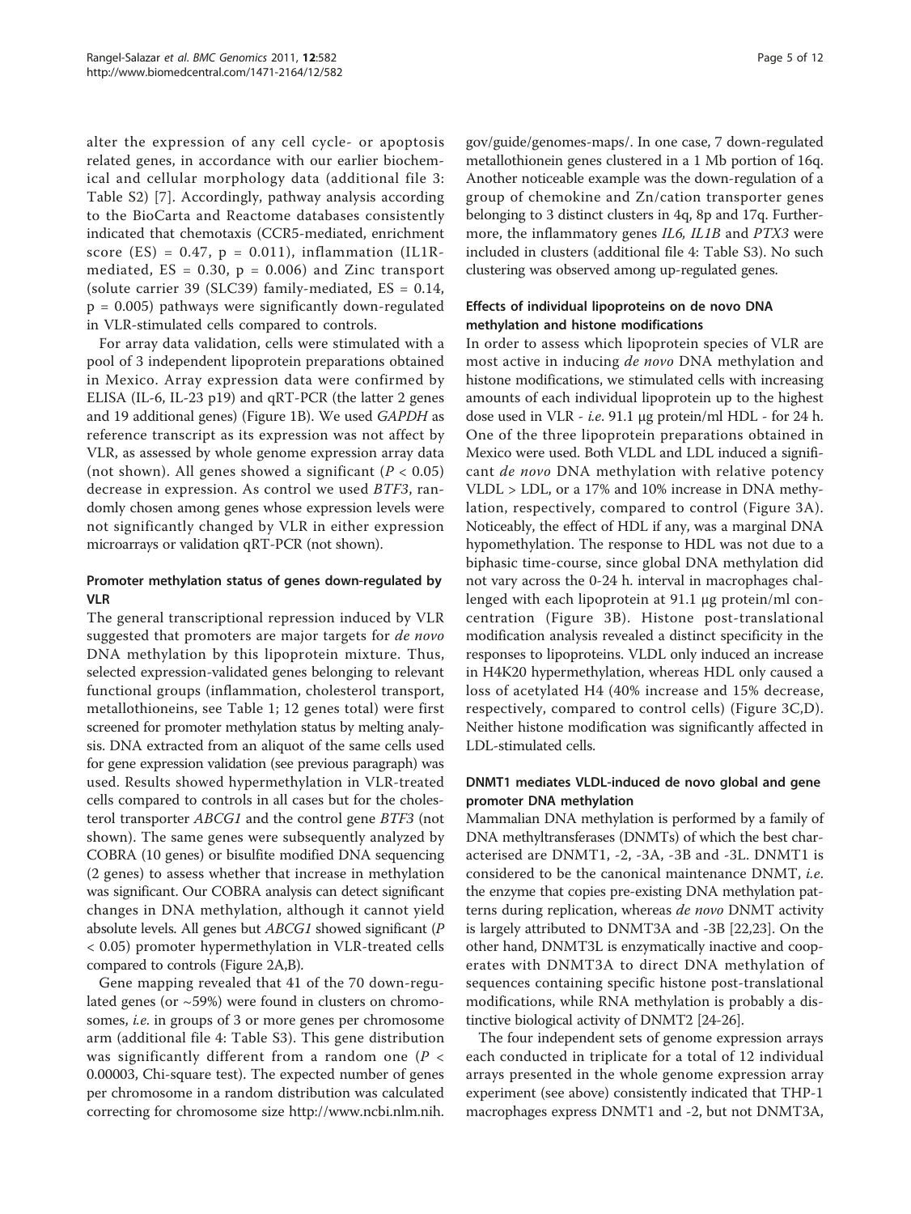alter the expression of any cell cycle- or apoptosis related genes, in accordance with our earlier biochemical and cellular morphology data (additional file 3: Table S2) [7]. Accordingly, pathway analysis according to the BioCarta and Reactome databases consistently indicated that chemotaxis (CCR5-mediated, enrichment score (ES) = 0.47, p = 0.011), inflammation (IL1R-mediated, ES = 0.30, p = 0.006) and Zinc transport (solute carrier 39 (SLC39) family-mediated, ES = 0.14, p = 0.005) pathways were significantly down-regulated in VLR-stimulated cells compared to controls.

For array data validation, cells were stimulated with a pool of 3 independent lipoprotein preparations obtained in Mexico. Array expression data were confirmed by ELISA (IL-6, IL-23 p19) and qRT-PCR (the latter 2 genes and 19 additional genes) (Figure 1B). We used *GAPDH* as reference transcript as its expression was not affect by VLR, as assessed by whole genome expression array data (not shown). All genes showed a significant ($P < 0.05$) decrease in expression. As control we used *BTF3*, randomly chosen among genes whose expression levels were not significantly changed by VLR in either expression microarrays or validation qRT-PCR (not shown).

### Promoter methylation status of genes down-regulated by VLR

The general transcriptional repression induced by VLR suggested that promoters are major targets for *de novo* DNA methylation by this lipoprotein mixture. Thus, selected expression-validated genes belonging to relevant functional groups (inflammation, cholesterol transport, metallothioneins, see Table 1; 12 genes total) were first screened for promoter methylation status by melting analysis. DNA extracted from an aliquot of the same cells used for gene expression validation (see previous paragraph) was used. Results showed hypermethylation in VLR-treated cells compared to controls in all cases but for the cholesterol transporter *ABCG1* and the control gene *BTF3* (not shown). The same genes were subsequently analyzed by COBRA (10 genes) or bisulfite modified DNA sequencing (2 genes) to assess whether that increase in methylation was significant. Our COBRA analysis can detect significant changes in DNA methylation, although it cannot yield absolute levels. All genes but *ABCG1* showed significant ($P < 0.05$) promoter hypermethylation in VLR-treated cells compared to controls (Figure 2A,B).

Gene mapping revealed that 41 of the 70 down-regulated genes (or ~59%) were found in clusters on chromosomes, *i.e.* in groups of 3 or more genes per chromosome arm (additional file 4: Table S3). This gene distribution was significantly different from a random one ($P < 0.00003$, Chi-square test). The expected number of genes per chromosome in a random distribution was calculated correcting for chromosome size http://www.ncbi.nlm.nih.gov/guide/genomes-maps/. In one case, 7 down-regulated metallothionein genes clustered in a 1 Mb portion of 16q. Another noticeable example was the down-regulation of a group of chemokine and Zn/cation transporter genes belonging to 3 distinct clusters in 4q, 8p and 17q. Furthermore, the inflammatory genes *IL6*, *IL1B* and *PTX3* were included in clusters (additional file 4: Table S3). No such clustering was observed among up-regulated genes.

### Effects of individual lipoproteins on de novo DNA methylation and histone modifications

In order to assess which lipoprotein species of VLR are most active in inducing *de novo* DNA methylation and histone modifications, we stimulated cells with increasing amounts of each individual lipoprotein up to the highest dose used in VLR - *i.e.* 91.1 μg protein/ml HDL - for 24 h. One of the three lipoprotein preparations obtained in Mexico were used. Both VLDL and LDL induced a significant *de novo* DNA methylation with relative potency VLDL > LDL, or a 17% and 10% increase in DNA methylation, respectively, compared to control (Figure 3A). Noticeably, the effect of HDL if any, was a marginal DNA hypomethylation. The response to HDL was not due to a biphasic time-course, since global DNA methylation did not vary across the 0-24 h. interval in macrophages challenged with each lipoprotein at 91.1 μg protein/ml concentration (Figure 3B). Histone post-translational modification analysis revealed a distinct specificity in the responses to lipoproteins. VLDL only induced an increase in H4K20 hypermethylation, whereas HDL only caused a loss of acetylated H4 (40% increase and 15% decrease, respectively, compared to control cells) (Figure 3C,D). Neither histone modification was significantly affected in LDL-stimulated cells.

### DNMT1 mediates VLDL-induced de novo global and gene promoter DNA methylation

Mammalian DNA methylation is performed by a family of DNA methyltransferases (DNMTs) of which the best characterised are DNMT1, -2, -3A, -3B and -3L. DNMT1 is considered to be the canonical maintenance DNMT, *i.e.* the enzyme that copies pre-existing DNA methylation patterns during replication, whereas *de novo* DNMT activity is largely attributed to DNMT3A and -3B [22,23]. On the other hand, DNMT3L is enzymatically inactive and cooperates with DNMT3A to direct DNA methylation of sequences containing specific histone post-translational modifications, while RNA methylation is probably a distinctive biological activity of DNMT2 [24-26].

The four independent sets of genome expression arrays each conducted in triplicate for a total of 12 individual arrays presented in the whole genome expression array experiment (see above) consistently indicated that THP-1 macrophages express DNMT1 and -2, but not DNMT3A,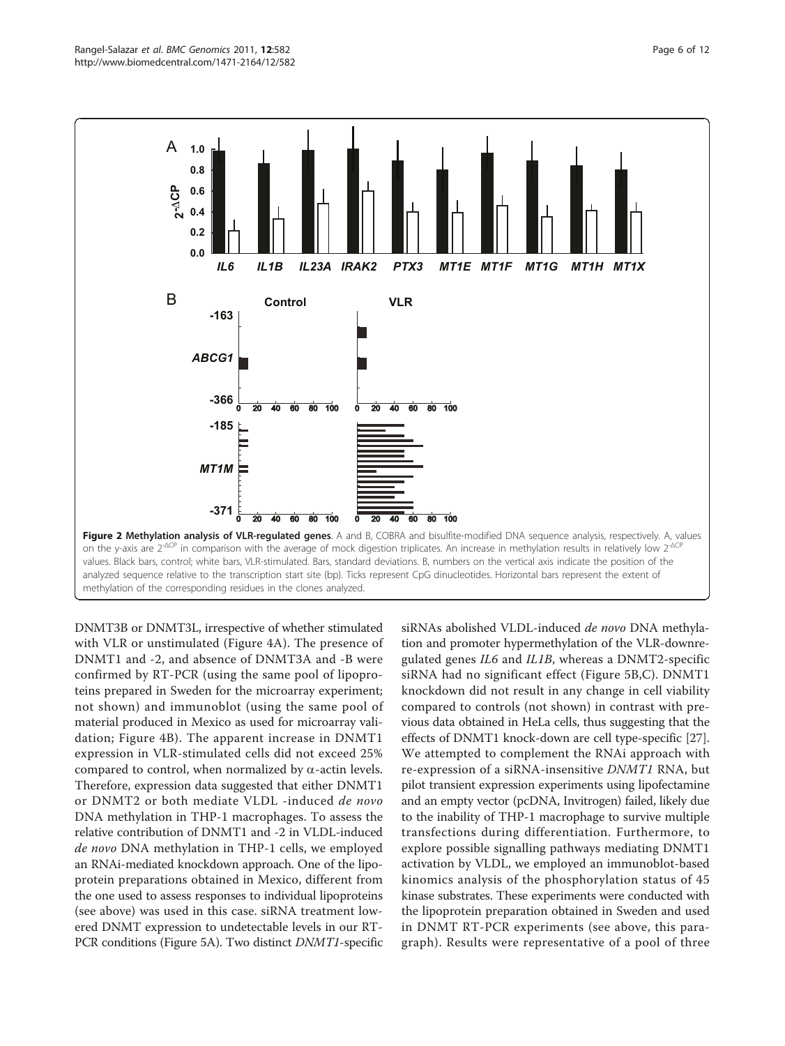**Figure 2 Methylation analysis of VLR-regulated genes**. A and B, COBRA and bisulfite-modified DNA sequence analysis, respectively. A, values on the y-axis are $2^{-\Delta CP}$ in comparison with the average of mock digestion triplicates. An increase in methylation results in relatively low $2^{-\Delta CP}$ values. Black bars, control; white bars, VLR-stimulated. Bars, standard deviations. B, numbers on the vertical axis indicate the position of the analyzed sequence relative to the transcription start site (bp). Ticks represent CpG dinucleotides. Horizontal bars represent the extent of methylation of the corresponding residues in the clones analyzed.

DNMT3B or DNMT3L, irrespective of whether stimulated with VLR or unstimulated (Figure 4A). The presence of DNMT1 and -2, and absence of DNMT3A and -B were confirmed by RT-PCR (using the same pool of lipoproteins prepared in Sweden for the microarray experiment; not shown) and immunoblot (using the same pool of material produced in Mexico as used for microarray validation; Figure 4B). The apparent increase in DNMT1 expression in VLR-stimulated cells did not exceed 25% compared to control, when normalized by α-actin levels. Therefore, expression data suggested that either DNMT1 or DNMT2 or both mediate VLDL -induced *de novo* DNA methylation in THP-1 macrophages. To assess the relative contribution of DNMT1 and -2 in VLDL-induced *de novo* DNA methylation in THP-1 cells, we employed an RNAi-mediated knockdown approach. One of the lipoprotein preparations obtained in Mexico, different from the one used to assess responses to individual lipoproteins (see above) was used in this case. siRNA treatment lowered DNMT expression to undetectable levels in our RT-PCR conditions (Figure 5A). Two distinct *DNMT1*-specific siRNAs abolished VLDL-induced *de novo* DNA methylation and promoter hypermethylation of the VLR-downregulated genes *IL6* and *IL1B*, whereas a DNMT2-specific siRNA had no significant effect (Figure 5B,C). DNMT1 knockdown did not result in any change in cell viability compared to controls (not shown) in contrast with previous data obtained in HeLa cells, thus suggesting that the effects of DNMT1 knock-down are cell type-specific [27]. We attempted to complement the RNAi approach with re-expression of a siRNA-insensitive *DNMT1* RNA, but pilot transient expression experiments using lipofectamine and an empty vector (pcDNA, Invitrogen) failed, likely due to the inability of THP-1 macrophage to survive multiple transfections during differentiation. Furthermore, to explore possible signalling pathways mediating DNMT1 activation by VLDL, we employed an immunoblot-based kinomics analysis of the phosphorylation status of 45 kinase substrates. These experiments were conducted with the lipoprotein preparation obtained in Sweden and used in DNMT RT-PCR experiments (see above, this paragraph). Results were representative of a pool of three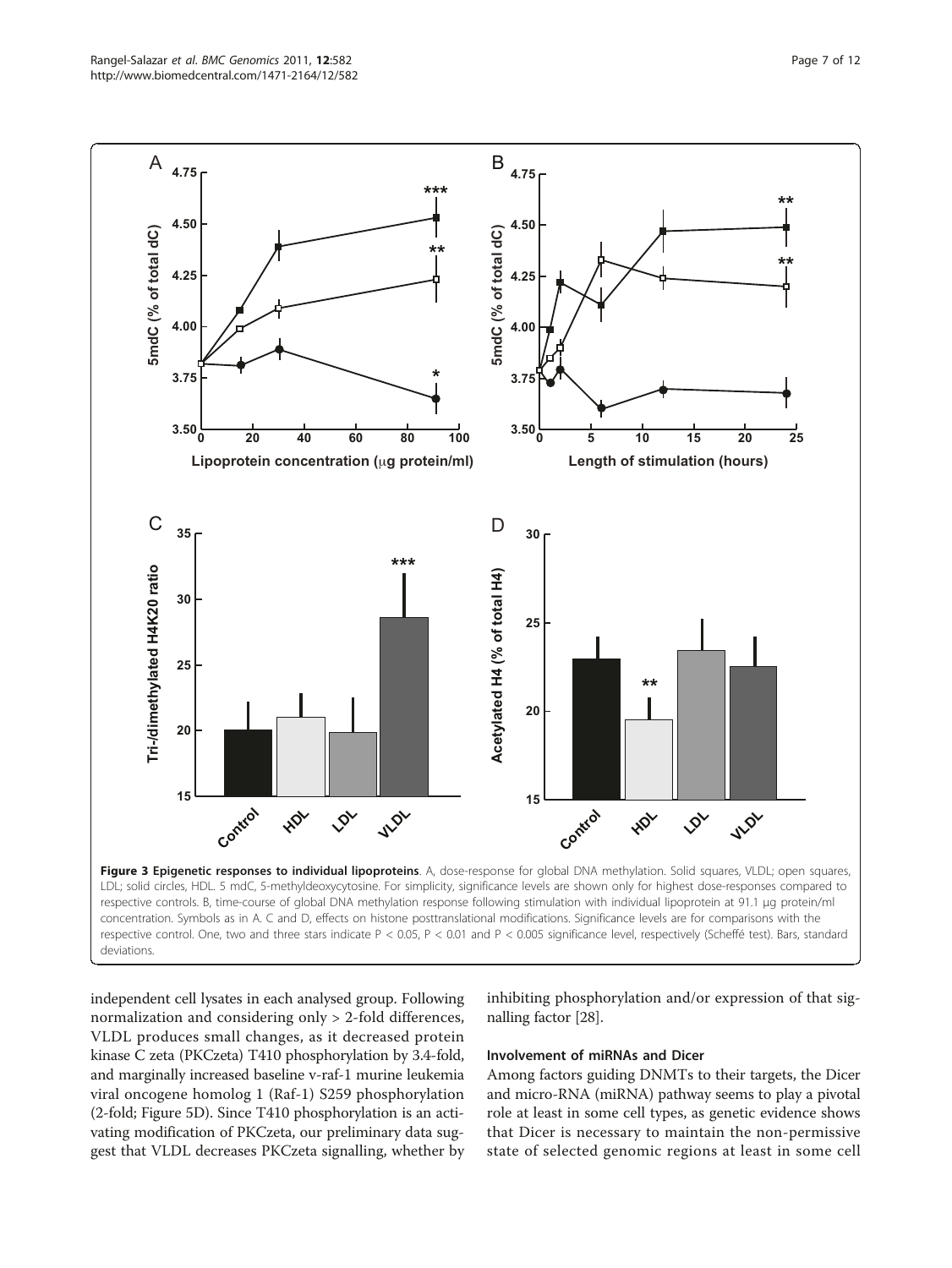**Figure 3 Epigenetic responses to individual lipoproteins**. A, dose-response for global DNA methylation. Solid squares, VLDL; open squares, LDL; solid circles, HDL. 5 mdC, 5-methyldeoxycytosine. For simplicity, significance levels are shown only for highest dose-responses compared to respective controls. B, time-course of global DNA methylation response following stimulation with individual lipoprotein at 91.1 μg protein/ml concentration. Symbols as in A. C and D, effects on histone posttranslational modifications. Significance levels are for comparisons with the respective control. One, two and three stars indicate P < 0.05, P < 0.01 and P < 0.005 significance level, respectively (Scheffé test). Bars, standard deviations.

independent cell lysates in each analysed group. Following normalization and considering only > 2-fold differences, VLDL produces small changes, as it decreased protein kinase C zeta (PKCzeta) T410 phosphorylation by 3.4-fold, and marginally increased baseline v-raf-1 murine leukemia viral oncogene homolog 1 (Raf-1) S259 phosphorylation (2-fold; Figure 5D). Since T410 phosphorylation is an activating modification of PKCzeta, our preliminary data suggest that VLDL decreases PKCzeta signalling, whether by inhibiting phosphorylation and/or expression of that signalling factor [28].

### Involvement of miRNAs and Dicer

Among factors guiding DNMTs to their targets, the Dicer and micro-RNA (miRNA) pathway seems to play a pivotal role at least in some cell types, as genetic evidence shows that Dicer is necessary to maintain the non-permissive state of selected genomic regions at least in some cell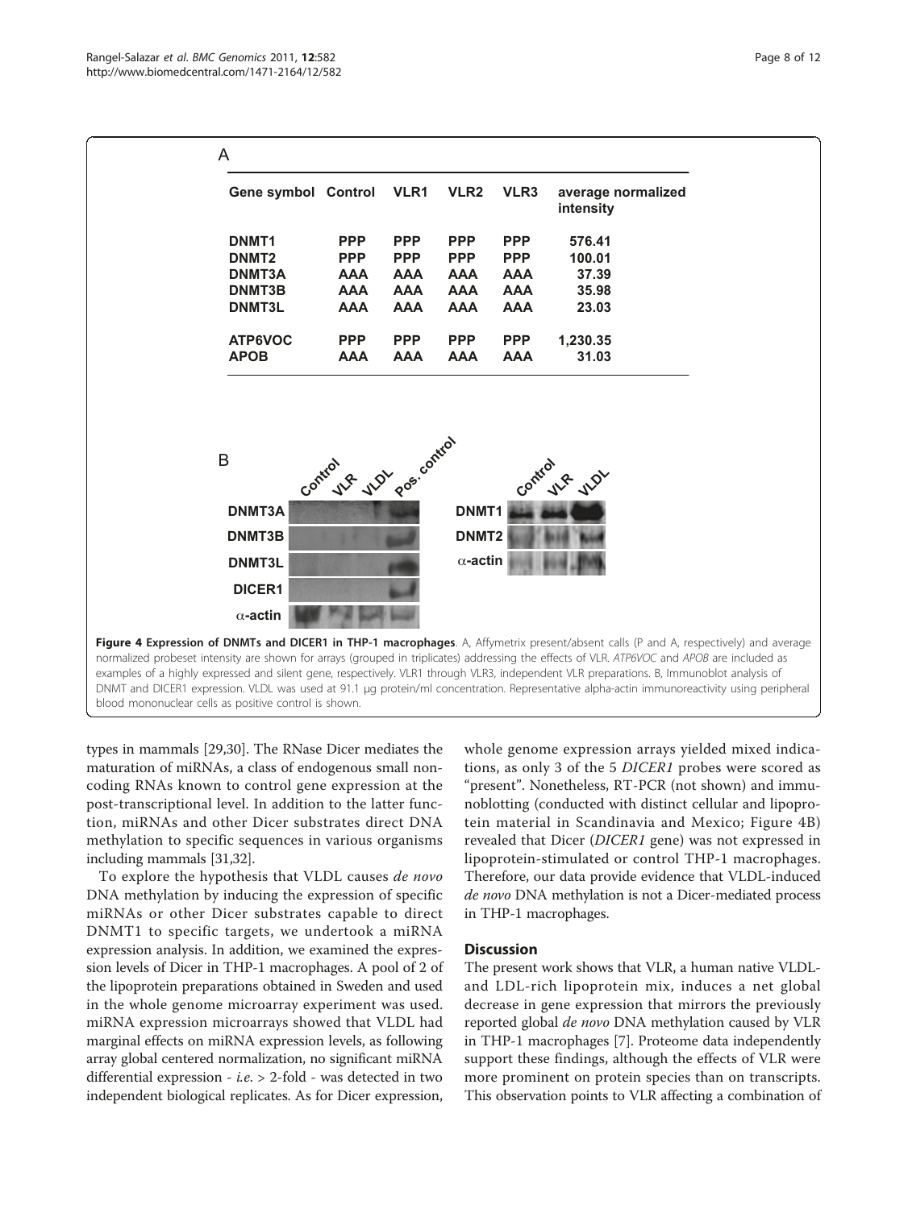A

| Gene symbol | Control | VLR1 | VLR2 | VLR3 | average normalized intensity |
|---|---|---|---|---|---|
| DNMT1 | PPP | PPP | PPP | PPP | 576.41 |
| DNMT2 | PPP | PPP | PPP | PPP | 100.01 |
| DNMT3A | AAA | AAA | AAA | AAA | 37.39 |
| DNMT3B | AAA | AAA | AAA | AAA | 35.98 |
| DNMT3L | AAA | AAA | AAA | AAA | 23.03 |
| ATP6VOC | PPP | PPP | PPP | PPP | 1,230.35 |
| APOB | AAA | AAA | AAA | AAA | 31.03 |

**Figure 4 Expression of DNMTs and DICER1 in THP-1 macrophages**. A, Affymetrix present/absent calls (P and A, respectively) and average normalized probeset intensity are shown for arrays (grouped in triplicates) addressing the effects of VLR. *ATP6VOC* and *APOB* are included as examples of a highly expressed and silent gene, respectively. VLR1 through VLR3, independent VLR preparations. B, Immunoblot analysis of DNMT and DICER1 expression. VLDL was used at 91.1 μg protein/ml concentration. Representative alpha-actin immunoreactivity using peripheral blood mononuclear cells as positive control is shown.

types in mammals [29,30]. The RNase Dicer mediates the maturation of miRNAs, a class of endogenous small noncoding RNAs known to control gene expression at the post-transcriptional level. In addition to the latter function, miRNAs and other Dicer substrates direct DNA methylation to specific sequences in various organisms including mammals [31,32].

To explore the hypothesis that VLDL causes *de novo* DNA methylation by inducing the expression of specific miRNAs or other Dicer substrates capable to direct DNMT1 to specific targets, we undertook a miRNA expression analysis. In addition, we examined the expression levels of Dicer in THP-1 macrophages. A pool of 2 of the lipoprotein preparations obtained in Sweden and used in the whole genome microarray experiment was used. miRNA expression microarrays showed that VLDL had marginal effects on miRNA expression levels, as following array global centered normalization, no significant miRNA differential expression - *i.e.* > 2-fold - was detected in two independent biological replicates. As for Dicer expression, whole genome expression arrays yielded mixed indications, as only 3 of the 5 *DICER1* probes were scored as "present". Nonetheless, RT-PCR (not shown) and immunoblotting (conducted with distinct cellular and lipoprotein material in Scandinavia and Mexico; Figure 4B) revealed that Dicer (*DICER1* gene) was not expressed in lipoprotein-stimulated or control THP-1 macrophages. Therefore, our data provide evidence that VLDL-induced *de novo* DNA methylation is not a Dicer-mediated process in THP-1 macrophages.

## Discussion

The present work shows that VLR, a human native VLDL- and LDL-rich lipoprotein mix, induces a net global decrease in gene expression that mirrors the previously reported global *de novo* DNA methylation caused by VLR in THP-1 macrophages [7]. Proteome data independently support these findings, although the effects of VLR were more prominent on protein species than on transcripts. This observation points to VLR affecting a combination of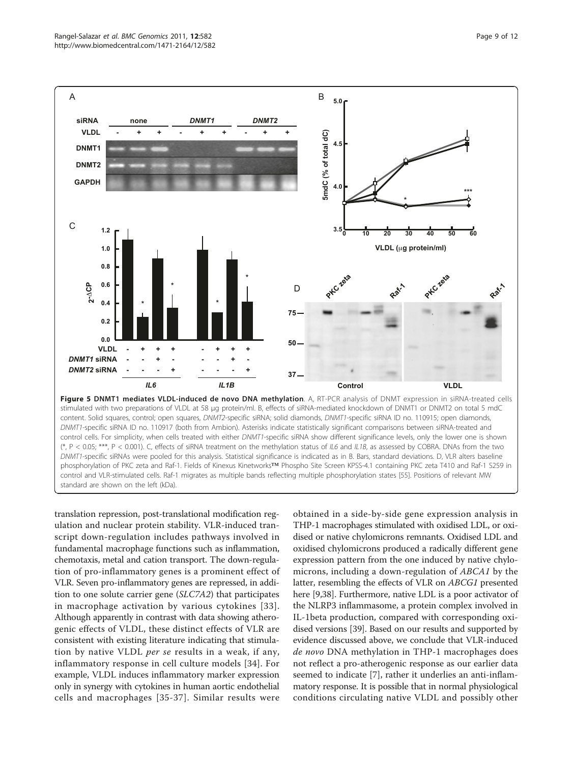**Figure 5 DNMT1 mediates VLDL-induced de novo DNA methylation**. A, RT-PCR analysis of DNMT expression in siRNA-treated cells stimulated with two preparations of VLDL at 58 μg protein/ml. B, effects of siRNA-mediated knockdown of DNMT1 or DNMT2 on total 5 mdC content. Solid squares, control; open squares, *DNMT2*-specific siRNA; solid diamonds, *DNMT1*-specific siRNA ID no. 110915; open diamonds, *DNMT1*-specific siRNA ID no. 110917 (both from Ambion). Asterisks indicate statistically significant comparisons between siRNA-treated and control cells. For simplicity, when cells treated with either *DNMT1*-specific siRNA show different significance levels, only the lower one is shown (*, $P < 0.05$; ***, $P < 0.001$). C, effects of siRNA treatment on the methylation status of *IL6* and *IL1B*, as assessed by COBRA. DNAs from the two *DNMT1*-specific siRNAs were pooled for this analysis. Statistical significance is indicated as in B. Bars, standard deviations. D, VLR alters baseline phosphorylation of PKC zeta and Raf-1. Fields of Kinexus Kinetworks™ Phospho Site Screen KPSS-4.1 containing PKC zeta T410 and Raf-1 S259 in control and VLR-stimulated cells. Raf-1 migrates as multiple bands reflecting multiple phosphorylation states [55]. Positions of relevant MW standard are shown on the left (kDa).

translation repression, post-translational modification regulation and nuclear protein stability. VLR-induced transcript down-regulation includes pathways involved in fundamental macrophage functions such as inflammation, chemotaxis, metal and cation transport. The down-regulation of pro-inflammatory genes is a prominent effect of VLR. Seven pro-inflammatory genes are repressed, in addition to one solute carrier gene (*SLC7A2*) that participates in macrophage activation by various cytokines [33]. Although apparently in contrast with data showing atherogenic effects of VLDL, these distinct effects of VLR are consistent with existing literature indicating that stimulation by native VLDL *per se* results in a weak, if any, inflammatory response in cell culture models [34]. For example, VLDL induces inflammatory marker expression only in synergy with cytokines in human aortic endothelial cells and macrophages [35-37]. Similar results were obtained in a side-by-side gene expression analysis in THP-1 macrophages stimulated with oxidised LDL, or oxidised or native chylomicrons remnants. Oxidised LDL and oxidised chylomicrons produced a radically different gene expression pattern from the one induced by native chylomicrons, including a down-regulation of *ABCA1* by the latter, resembling the effects of VLR on *ABCG1* presented here [9,38]. Furthermore, native LDL is a poor activator of the NLRP3 inflammasome, a protein complex involved in IL-1beta production, compared with corresponding oxidised versions [39]. Based on our results and supported by evidence discussed above, we conclude that VLR-induced *de novo* DNA methylation in THP-1 macrophages does not reflect a pro-atherogenic response as our earlier data seemed to indicate [7], rather it underlies an anti-inflammatory response. It is possible that in normal physiological conditions circulating native VLDL and possibly other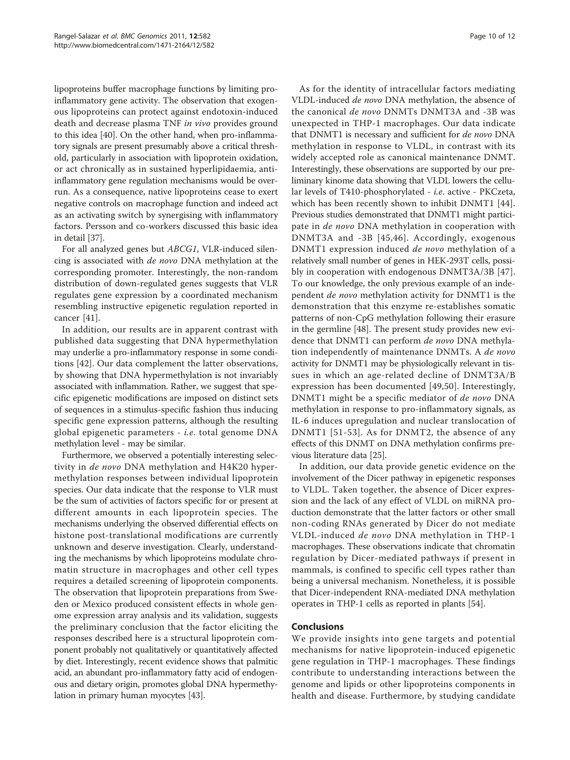lipoproteins buffer macrophage functions by limiting pro-inflammatory gene activity. The observation that exogenous lipoproteins can protect against endotoxin-induced death and decrease plasma TNF *in vivo* provides ground to this idea [40]. On the other hand, when pro-inflammatory signals are present presumably above a critical threshold, particularly in association with lipoprotein oxidation, or act chronically as in sustained hyperlipidaemia, anti-inflammatory gene regulation mechanisms would be overrun. As a consequence, native lipoproteins cease to exert negative controls on macrophage function and indeed act as an activating switch by synergising with inflammatory factors. Persson and co-workers discussed this basic idea in detail [37].

For all analyzed genes but *ABCG1*, VLR-induced silencing is associated with *de novo* DNA methylation at the corresponding promoter. Interestingly, the non-random distribution of down-regulated genes suggests that VLR regulates gene expression by a coordinated mechanism resembling instructive epigenetic regulation reported in cancer [41].

In addition, our results are in apparent contrast with published data suggesting that DNA hypermethylation may underlie a pro-inflammatory response in some conditions [42]. Our data complement the latter observations, by showing that DNA hypermethylation is not invariably associated with inflammation. Rather, we suggest that specific epigenetic modifications are imposed on distinct sets of sequences in a stimulus-specific fashion thus inducing specific gene expression patterns, although the resulting global epigenetic parameters - *i.e.* total genome DNA methylation level - may be similar.

Furthermore, we observed a potentially interesting selectivity in *de novo* DNA methylation and H4K20 hypermethylation responses between individual lipoprotein species. Our data indicate that the response to VLR must be the sum of activities of factors specific for or present at different amounts in each lipoprotein species. The mechanisms underlying the observed differential effects on histone post-translational modifications are currently unknown and deserve investigation. Clearly, understanding the mechanisms by which lipoproteins modulate chromatin structure in macrophages and other cell types requires a detailed screening of lipoprotein components. The observation that lipoprotein preparations from Sweden or Mexico produced consistent effects in whole genome expression array analysis and its validation, suggests the preliminary conclusion that the factor eliciting the responses described here is a structural lipoprotein component probably not qualitatively or quantitatively affected by diet. Interestingly, recent evidence shows that palmitic acid, an abundant pro-inflammatory fatty acid of endogenous and dietary origin, promotes global DNA hypermethylation in primary human myocytes [43].

As for the identity of intracellular factors mediating VLDL-induced *de novo* DNA methylation, the absence of the canonical *de novo* DNMTs DNMT3A and -3B was unexpected in THP-1 macrophages. Our data indicate that DNMT1 is necessary and sufficient for *de novo* DNA methylation in response to VLDL, in contrast with its widely accepted role as canonical maintenance DNMT. Interestingly, these observations are supported by our preliminary kinome data showing that VLDL lowers the cellular levels of T410-phosphorylated - *i.e.* active - PKCzeta, which has been recently shown to inhibit DNMT1 [44]. Previous studies demonstrated that DNMT1 might participate in *de novo* DNA methylation in cooperation with DNMT3A and -3B [45,46]. Accordingly, exogenous DNMT1 expression induced *de novo* methylation of a relatively small number of genes in HEK-293T cells, possibly in cooperation with endogenous DNMT3A/3B [47]. To our knowledge, the only previous example of an independent *de novo* methylation activity for DNMT1 is the demonstration that this enzyme re-establishes somatic patterns of non-CpG methylation following their erasure in the germline [48]. The present study provides new evidence that DNMT1 can perform *de novo* DNA methylation independently of maintenance DNMTs. A *de novo* activity for DNMT1 may be physiologically relevant in tissues in which an age-related decline of DNMT3A/B expression has been documented [49,50]. Interestingly, DNMT1 might be a specific mediator of *de novo* DNA methylation in response to pro-inflammatory signals, as IL-6 induces upregulation and nuclear translocation of DNMT1 [51-53]. As for DNMT2, the absence of any effects of this DNMT on DNA methylation confirms previous literature data [25].

In addition, our data provide genetic evidence on the involvement of the Dicer pathway in epigenetic responses to VLDL. Taken together, the absence of Dicer expression and the lack of any effect of VLDL on miRNA production demonstrate that the latter factors or other small non-coding RNAs generated by Dicer do not mediate VLDL-induced *de novo* DNA methylation in THP-1 macrophages. These observations indicate that chromatin regulation by Dicer-mediated pathways if present in mammals, is confined to specific cell types rather than being a universal mechanism. Nonetheless, it is possible that Dicer-independent RNA-mediated DNA methylation operates in THP-1 cells as reported in plants [54].

## Conclusions

We provide insights into gene targets and potential mechanisms for native lipoprotein-induced epigenetic gene regulation in THP-1 macrophages. These findings contribute to understanding interactions between the genome and lipids or other lipoproteins components in health and disease. Furthermore, by studying candidate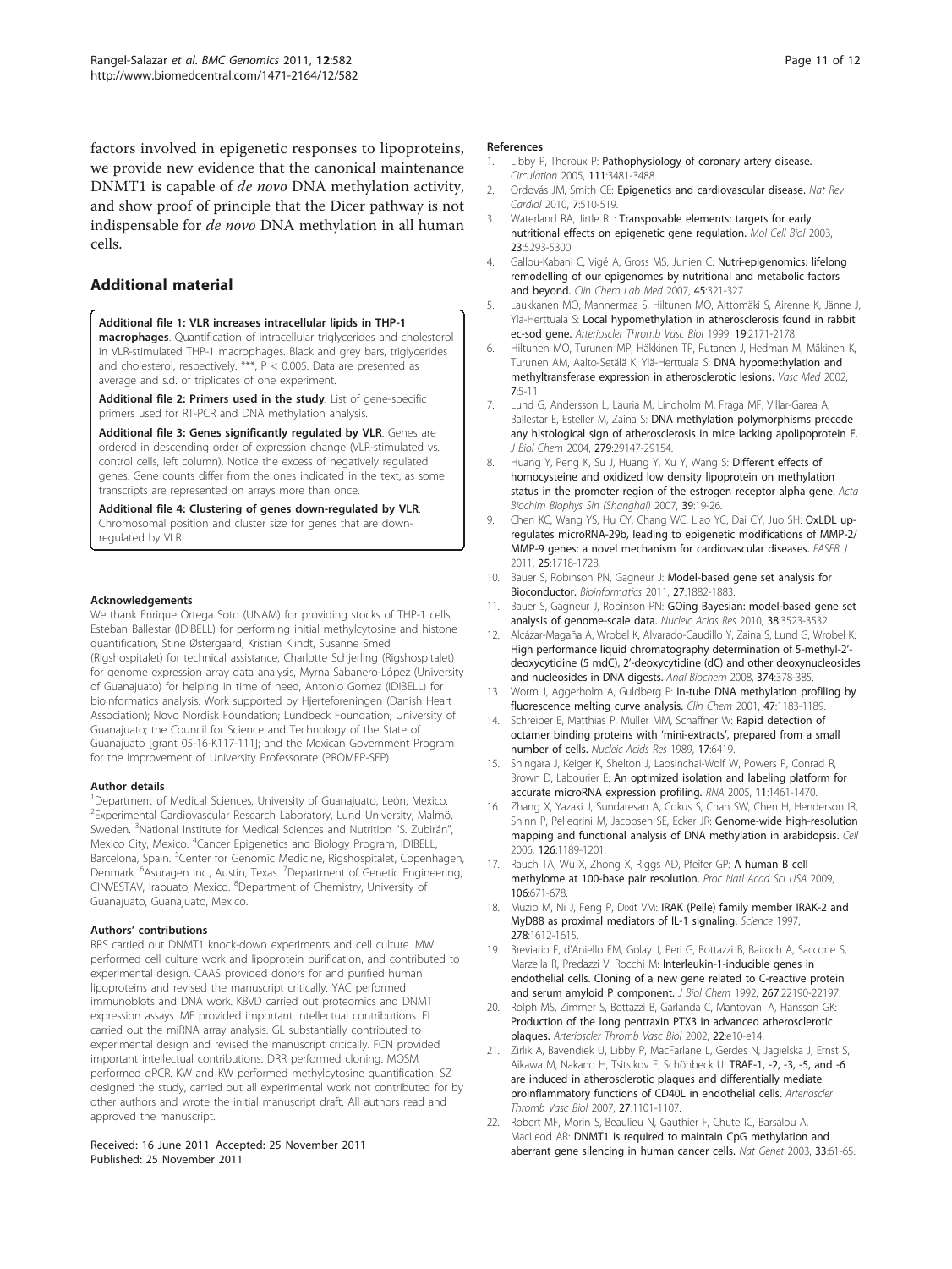factors involved in epigenetic responses to lipoproteins, we provide new evidence that the canonical maintenance DNMT1 is capable of *de novo* DNA methylation activity, and show proof of principle that the Dicer pathway is not indispensable for *de novo* DNA methylation in all human cells.

## Additional material

**Additional file 1: VLR increases intracellular lipids in THP-1 macrophages**. Quantification of intracellular triglycerides and cholesterol in VLR-stimulated THP-1 macrophages. Black and grey bars, triglycerides and cholesterol, respectively. ***, $P < 0.005$. Data are presented as average and s.d. of triplicates of one experiment.

**Additional file 2: Primers used in the study**. List of gene-specific primers used for RT-PCR and DNA methylation analysis.

**Additional file 3: Genes significantly regulated by VLR**. Genes are ordered in descending order of expression change (VLR-stimulated vs. control cells, left column). Notice the excess of negatively regulated genes. Gene counts differ from the ones indicated in the text, as some transcripts are represented on arrays more than once.

**Additional file 4: Clustering of genes down-regulated by VLR**. Chromosomal position and cluster size for genes that are down-regulated by VLR.

#### Acknowledgements

We thank Enrique Ortega Soto (UNAM) for providing stocks of THP-1 cells, Esteban Ballestar (IDIBELL) for performing initial methylcytosine and histone quantification, Stine Østergaard, Kristian Klindt, Susanne Smed (Rigshospitalet) for technical assistance, Charlotte Schjerling (Rigshospitalet) for genome expression array data analysis, Myrna Sabanero-López (University of Guanajuato) for helping in time of need, Antonio Gomez (IDIBELL) for bioinformatics analysis. Work supported by Hjerteforeningen (Danish Heart Association); Novo Nordisk Foundation; Lundbeck Foundation; University of Guanajuato; the Council for Science and Technology of the State of Guanajuato [grant 05-16-K117-111]; and the Mexican Government Program for the Improvement of University Professorate (PROMEP-SEP).

#### Author details

[1]Department of Medical Sciences, University of Guanajuato, León, Mexico. [2]Experimental Cardiovascular Research Laboratory, Lund University, Malmö, Sweden. [3]National Institute for Medical Sciences and Nutrition "S. Zubirán", Mexico City, Mexico. [4]Cancer Epigenetics and Biology Program, IDIBELL, Barcelona, Spain. [5]Center for Genomic Medicine, Rigshospitalet, Copenhagen, Denmark. [6]Asuragen Inc., Austin, Texas. [7]Department of Genetic Engineering, CINVESTAV, Irapuato, Mexico. [8]Department of Chemistry, University of Guanajuato, Guanajuato, Mexico.

#### Authors' contributions

RRS carried out DNMT1 knock-down experiments and cell culture. MWL performed cell culture work and lipoprotein purification, and contributed to experimental design. CAAS provided donors for and purified human lipoproteins and revised the manuscript critically. YAC performed immunoblots and DNA work. KBVD carried out proteomics and DNMT expression assays. ME provided important intellectual contributions. EL carried out the miRNA array analysis. GL substantially contributed to experimental design and revised the manuscript critically. FCN provided important intellectual contributions. DRR performed cloning. MOSM performed qPCR. KW and KW performed methylcytosine quantification. SZ designed the study, carried out all experimental work not contributed for by other authors and wrote the initial manuscript draft. All authors read and approved the manuscript.

Received: 16 June 2011 Accepted: 25 November 2011
Published: 25 November 2011

#### References

1. Libby P, Theroux P: **Pathophysiology of coronary artery disease.** *Circulation* 2005, **111**:3481-3488.
2. Ordovás JM, Smith CE: **Epigenetics and cardiovascular disease.** *Nat Rev Cardiol* 2010, **7**:510-519.
3. Waterland RA, Jirtle RL: **Transposable elements: targets for early nutritional effects on epigenetic gene regulation.** *Mol Cell Biol* 2003, **23**:5293-5300.
4. Gallou-Kabani C, Vigé A, Gross MS, Junien C: **Nutri-epigenomics: lifelong remodelling of our epigenomes by nutritional and metabolic factors and beyond.** *Clin Chem Lab Med* 2007, **45**:321-327.
5. Laukkanen MO, Mannermaa S, Hiltunen MO, Aittomäki S, Airenne K, Jänne J, Ylä-Herttuala S: **Local hypomethylation in atherosclerosis found in rabbit ec-sod gene.** *Arterioscler Thromb Vasc Biol* 1999, **19**:2171-2178.
6. Hiltunen MO, Turunen MP, Häkkinen TP, Rutanen J, Hedman M, Mäkinen K, Turunen AM, Aalto-Setälä K, Ylä-Herttuala S: **DNA hypomethylation and methyltransferase expression in atherosclerotic lesions.** *Vasc Med* 2002, **7**:5-11.
7. Lund G, Andersson L, Lauria M, Lindholm M, Fraga MF, Villar-Garea A, Ballestar E, Esteller M, Zaina S: **DNA methylation polymorphisms precede any histological sign of atherosclerosis in mice lacking apolipoprotein E.** *J Biol Chem* 2004, **279**:29147-29154.
8. Huang Y, Peng K, Su J, Huang Y, Xu Y, Wang S: **Different effects of homocysteine and oxidized low density lipoprotein on methylation status in the promoter region of the estrogen receptor alpha gene.** *Acta Biochim Biophys Sin (Shanghai)* 2007, **39**:19-26.
9. Chen KC, Wang YS, Hu CY, Chang WC, Liao YC, Dai CY, Juo SH: **OxLDL up-regulates microRNA-29b, leading to epigenetic modifications of MMP-2/MMP-9 genes: a novel mechanism for cardiovascular diseases.** *FASEB J* 2011, **25**:1718-1728.
10. Bauer S, Robinson PN, Gagneur J: **Model-based gene set analysis for Bioconductor.** *Bioinformatics* 2011, **27**:1882-1883.
11. Bauer S, Gagneur J, Robinson PN: **GOing Bayesian: model-based gene set analysis of genome-scale data.** *Nucleic Acids Res* 2010, **38**:3523-3532.
12. Alcázar-Magaña A, Wrobel K, Alvarado-Caudillo Y, Zaina S, Lund G, Wrobel K: **High performance liquid chromatography determination of 5-methyl-2'-deoxycytidine (5 mdC), 2'-deoxycytidine (dC) and other deoxynucleosides and nucleosides in DNA digests.** *Anal Biochem* 2008, **374**:378-385.
13. Worm J, Aggerholm A, Guldberg P: **In-tube DNA methylation profiling by fluorescence melting curve analysis.** *Clin Chem* 2001, **47**:1183-1189.
14. Schreiber E, Matthias P, Müller MM, Schaffner W: **Rapid detection of octamer binding proteins with 'mini-extracts', prepared from a small number of cells.** *Nucleic Acids Res* 1989, **17**:6419.
15. Shingara J, Keiger K, Shelton J, Laosinchai-Wolf W, Powers P, Conrad R, Brown D, Labourier E: **An optimized isolation and labeling platform for accurate microRNA expression profiling.** *RNA* 2005, **11**:1461-1470.
16. Zhang X, Yazaki J, Sundaresan A, Cokus S, Chan SW, Chen H, Henderson IR, Shinn P, Pellegrini M, Jacobsen SE, Ecker JR: **Genome-wide high-resolution mapping and functional analysis of DNA methylation in arabidopsis.** *Cell* 2006, **126**:1189-1201.
17. Rauch TA, Wu X, Zhong X, Riggs AD, Pfeifer GP: **A human B cell methylome at 100-base pair resolution.** *Proc Natl Acad Sci USA* 2009, **106**:671-678.
18. Muzio M, Ni J, Feng P, Dixit VM: **IRAK (Pelle) family member IRAK-2 and MyD88 as proximal mediators of IL-1 signaling.** *Science* 1997, **278**:1612-1615.
19. Breviario F, d'Aniello EM, Golay J, Peri G, Bottazzi B, Bairoch A, Saccone S, Marzella R, Predazzi V, Rocchi M: **Interleukin-1-inducible genes in endothelial cells. Cloning of a new gene related to C-reactive protein and serum amyloid P component.** *J Biol Chem* 1992, **267**:22190-22197.
20. Rolph MS, Zimmer S, Bottazzi B, Garlanda C, Mantovani A, Hansson GK: **Production of the long pentraxin PTX3 in advanced atherosclerotic plaques.** *Arterioscler Thromb Vasc Biol* 2002, **22**:e10-e14.
21. Zirlik A, Bavendiek U, Libby P, MacFarlane L, Gerdes N, Jagielska J, Ernst S, Aikawa M, Nakano H, Tsitsikov E, Schönbeck U: **TRAF-1, -2, -3, -5, and -6 are induced in atherosclerotic plaques and differentially mediate proinflammatory functions of CD40L in endothelial cells.** *Arterioscler Thromb Vasc Biol* 2007, **27**:1101-1107.
22. Robert MF, Morin S, Beaulieu N, Gauthier F, Chute IC, Barsalou A, MacLeod AR: **DNMT1 is required to maintain CpG methylation and aberrant gene silencing in human cancer cells.** *Nat Genet* 2003, **33**:61-65.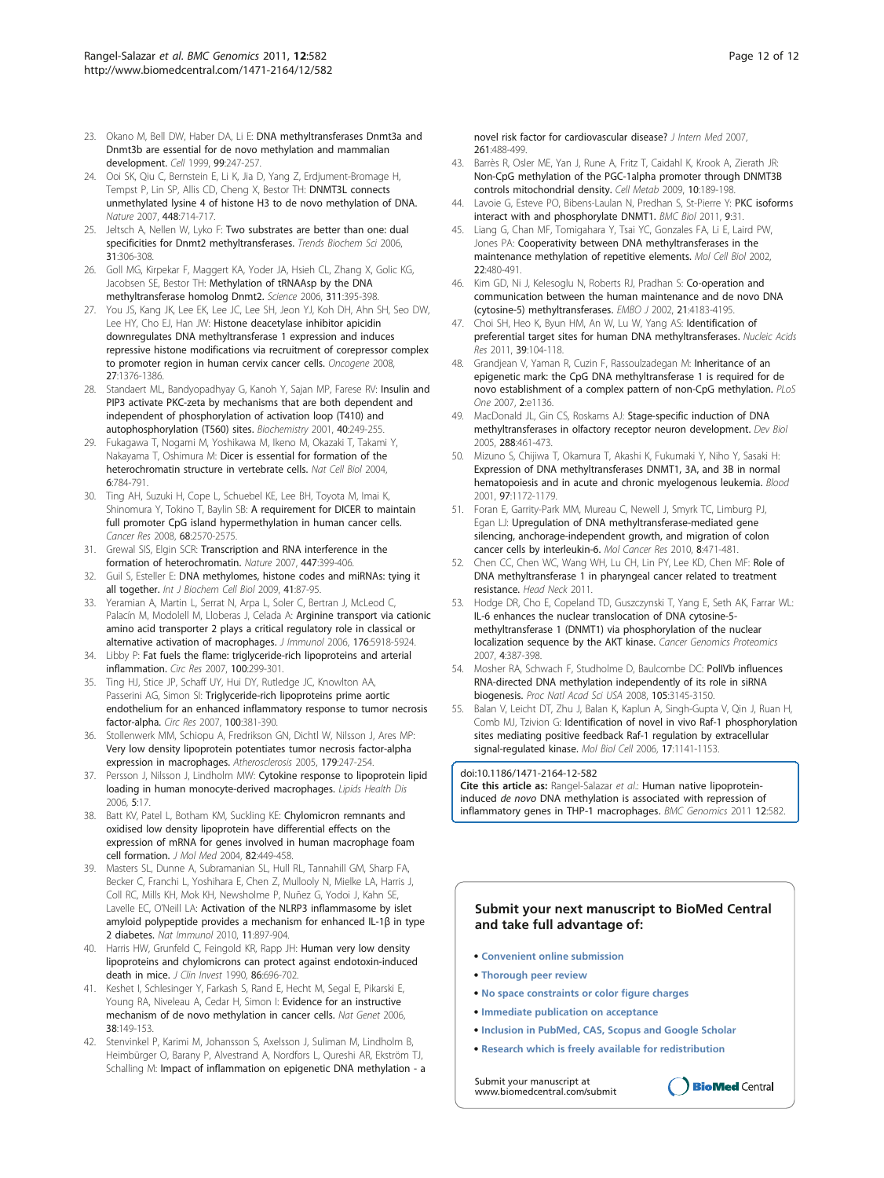23. Okano M, Bell DW, Haber DA, Li E: **DNA methyltransferases Dnmt3a and Dnmt3b are essential for de novo methylation and mammalian development.** *Cell* 1999, **99**:247-257.
24. Ooi SK, Qiu C, Bernstein E, Li K, Jia D, Yang Z, Erdjument-Bromage H, Tempst P, Lin SP, Allis CD, Cheng X, Bestor TH: **DNMT3L connects unmethylated lysine 4 of histone H3 to de novo methylation of DNA.** *Nature* 2007, **448**:714-717.
25. Jeltsch A, Nellen W, Lyko F: **Two substrates are better than one: dual specificities for Dnmt2 methyltransferases.** *Trends Biochem Sci* 2006, **31**:306-308.
26. Goll MG, Kirpekar F, Maggert KA, Yoder JA, Hsieh CL, Zhang X, Golic KG, Jacobsen SE, Bestor TH: **Methylation of tRNAAsp by the DNA methyltransferase homolog Dnmt2.** *Science* 2006, **311**:395-398.
27. You JS, Kang JK, Lee EK, Lee JC, Lee SH, Jeon YJ, Koh DH, Ahn SH, Seo DW, Lee HY, Cho EJ, Han JW: **Histone deacetylase inhibitor apicidin downregulates DNA methyltransferase 1 expression and induces repressive histone modifications via recruitment of corepressor complex to promoter region in human cervix cancer cells.** *Oncogene* 2008, **27**:1376-1386.
28. Standaert ML, Bandyopadhyay G, Kanoh Y, Sajan MP, Farese RV: **Insulin and PIP3 activate PKC-zeta by mechanisms that are both dependent and independent of phosphorylation of activation loop (T410) and autophosphorylation (T560) sites.** *Biochemistry* 2001, **40**:249-255.
29. Fukagawa T, Nogami M, Yoshikawa M, Ikeno M, Okazaki T, Takami Y, Nakayama T, Oshimura M: **Dicer is essential for formation of the heterochromatin structure in vertebrate cells.** *Nat Cell Biol* 2004, **6**:784-791.
30. Ting AH, Suzuki H, Cope L, Schuebel KE, Lee BH, Toyota M, Imai K, Shinomura Y, Tokino T, Baylin SB: **A requirement for DICER to maintain full promoter CpG island hypermethylation in human cancer cells.** *Cancer Res* 2008, **68**:2570-2575.
31. Grewal SIS, Elgin SCR: **Transcription and RNA interference in the formation of heterochromatin.** *Nature* 2007, **447**:399-406.
32. Guil S, Esteller E: **DNA methylomes, histone codes and miRNAs: tying it all together.** *Int J Biochem Cell Biol* 2009, **41**:87-95.
33. Yeramian A, Martin L, Serrat N, Arpa L, Soler C, Bertran J, McLeod C, Palacín M, Modolell M, Lloberas J, Celada A: **Arginine transport via cationic amino acid transporter 2 plays a critical regulatory role in classical or alternative activation of macrophages.** *J Immunol* 2006, **176**:5918-5924.
34. Libby P: **Fat fuels the flame: triglyceride-rich lipoproteins and arterial inflammation.** *Circ Res* 2007, **100**:299-301.
35. Ting HJ, Stice JP, Schaff UY, Hui DY, Rutledge JC, Knowlton AA, Passerini AG, Simon SI: **Triglyceride-rich lipoproteins prime aortic endothelium for an enhanced inflammatory response to tumor necrosis factor-alpha.** *Circ Res* 2007, **100**:381-390.
36. Stollenwerk MM, Schiopu A, Fredrikson GN, Dichtl W, Nilsson J, Ares MP: **Very low density lipoprotein potentiates tumor necrosis factor-alpha expression in macrophages.** *Atherosclerosis* 2005, **179**:247-254.
37. Persson J, Nilsson J, Lindholm MW: **Cytokine response to lipoprotein lipid loading in human monocyte-derived macrophages.** *Lipids Health Dis* 2006, **5**:17.
38. Batt KV, Patel L, Botham KM, Suckling KE: **Chylomicron remnants and oxidised low density lipoprotein have differential effects on the expression of mRNA for genes involved in human macrophage foam cell formation.** *J Mol Med* 2004, **82**:449-458.
39. Masters SL, Dunne A, Subramanian SL, Hull RL, Tannahill GM, Sharp FA, Becker C, Franchi L, Yoshihara E, Chen Z, Mullooly N, Mielke LA, Harris J, Coll RC, Mills KH, Mok KH, Newsholme P, Nuñez G, Yodoi J, Kahn SE, Lavelle EC, O'Neill LA: **Activation of the NLRP3 inflammasome by islet amyloid polypeptide provides a mechanism for enhanced IL-1β in type 2 diabetes.** *Nat Immunol* 2010, **11**:897-904.
40. Harris HW, Grunfeld C, Feingold KR, Rapp JH: **Human very low density lipoproteins and chylomicrons can protect against endotoxin-induced death in mice.** *J Clin Invest* 1990, **86**:696-702.
41. Keshet I, Schlesinger Y, Farkash S, Rand E, Hecht M, Segal E, Pikarski E, Young RA, Niveleau A, Cedar H, Simon I: **Evidence for an instructive mechanism of de novo methylation in cancer cells.** *Nat Genet* 2006, **38**:149-153.
42. Stenvinkel P, Karimi M, Johansson S, Axelsson J, Suliman M, Lindholm B, Heimbürger O, Barany P, Alvestrand A, Nordfors L, Qureshi AR, Ekström TJ, Schalling M: **Impact of inflammation on epigenetic DNA methylation - a novel risk factor for cardiovascular disease?** *J Intern Med* 2007, **261**:488-499.
43. Barrès R, Osler ME, Yan J, Rune A, Fritz T, Caidahl K, Krook A, Zierath JR: **Non-CpG methylation of the PGC-1alpha promoter through DNMT3B controls mitochondrial density.** *Cell Metab* 2009, **10**:189-198.
44. Lavoie G, Esteve PO, Bibens-Laulan N, Predhan S, St-Pierre Y: **PKC isoforms interact with and phosphorylate DNMT1.** *BMC Biol* 2011, **9**:31.
45. Liang G, Chan MF, Tomigahara Y, Tsai YC, Gonzales FA, Li E, Laird PW, Jones PA: **Cooperativity between DNA methyltransferases in the maintenance methylation of repetitive elements.** *Mol Cell Biol* 2002, **22**:480-491.
46. Kim GD, Ni J, Kelesoglu N, Roberts RJ, Pradhan S: **Co-operation and communication between the human maintenance and de novo DNA (cytosine-5) methyltransferases.** *EMBO J* 2002, **21**:4183-4195.
47. Choi SH, Heo K, Byun HM, An W, Lu W, Yang AS: **Identification of preferential target sites for human DNA methyltransferases.** *Nucleic Acids Res* 2011, **39**:104-118.
48. Grandjean V, Yaman R, Cuzin F, Rassoulzadegan M: **Inheritance of an epigenetic mark: the CpG DNA methyltransferase 1 is required for de novo establishment of a complex pattern of non-CpG methylation.** *PLoS One* 2007, **2**:e1136.
49. MacDonald JL, Gin CS, Roskams AJ: **Stage-specific induction of DNA methyltransferases in olfactory receptor neuron development.** *Dev Biol* 2005, **288**:461-473.
50. Mizuno S, Chijiwa T, Okamura T, Akashi K, Fukumaki Y, Niho Y, Sasaki H: **Expression of DNA methyltransferases DNMT1, 3A, and 3B in normal hematopoiesis and in acute and chronic myelogenous leukemia.** *Blood* 2001, **97**:1172-1179.
51. Foran E, Garrity-Park MM, Mureau C, Newell J, Smyrk TC, Limburg PJ, Egan LJ: **Upregulation of DNA methyltransferase-mediated gene silencing, anchorage-independent growth, and migration of colon cancer cells by interleukin-6.** *Mol Cancer Res* 2010, **8**:471-481.
52. Chen CC, Chen WC, Wang WH, Lu CH, Lin PY, Lee KD, Chen MF: **Role of DNA methyltransferase 1 in pharyngeal cancer related to treatment resistance.** *Head Neck* 2011.
53. Hodge DR, Cho E, Copeland TD, Guszczynski T, Yang E, Seth AK, Farrar WL: **IL-6 enhances the nuclear translocation of DNA cytosine-5-methyltransferase 1 (DNMT1) via phosphorylation of the nuclear localization sequence by the AKT kinase.** *Cancer Genomics Proteomics* 2007, **4**:387-398.
54. Mosher RA, Schwach F, Studholme D, Baulcombe DC: **PolIVb influences RNA-directed DNA methylation independently of its role in siRNA biogenesis.** *Proc Natl Acad Sci USA* 2008, **105**:3145-3150.
55. Balan V, Leicht DT, Zhu J, Balan K, Kaplun A, Singh-Gupta V, Qin J, Ruan H, Comb MJ, Tzivion G: **Identification of novel in vivo Raf-1 phosphorylation sites mediating positive feedback Raf-1 regulation by extracellular signal-regulated kinase.** *Mol Biol Cell* 2006, **17**:1141-1153.

doi:10.1186/1471-2164-12-582

**Cite this article as:** Rangel-Salazar *et al.*: Human native lipoprotein-induced *de novo* DNA methylation is associated with repression of inflammatory genes in THP-1 macrophages. *BMC Genomics* 2011 **12**:582.

**Submit your next manuscript to BioMed Central and take full advantage of:**

- **Convenient online submission**
- **Thorough peer review**
- **No space constraints or color figure charges**
- **Immediate publication on acceptance**
- **Inclusion in PubMed, CAS, Scopus and Google Scholar**
- **Research which is freely available for redistribution**

Submit your manuscript at www.biomedcentral.com/submit